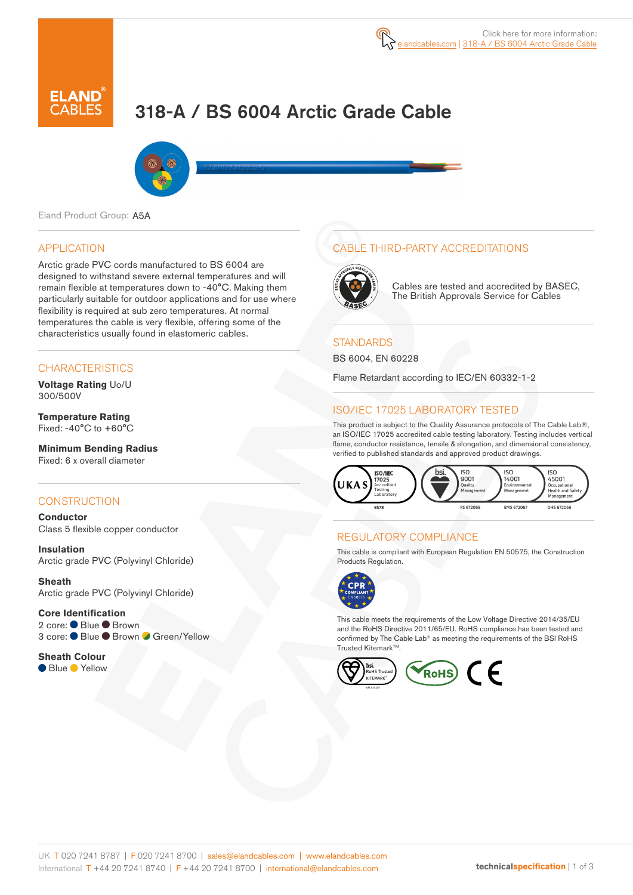Click here for more information: elandcables.com | 318-A / BS 6004 Arctic Grade Cable

# 318-A / BS 6004 Arctic Grade Cable

Eland Product Group: A5A

## APPLICATION

Arctic grade PVC cords manufactured to BS 6004 are designed to withstand severe external temperatures and will remain flexible at temperatures down to -40°C. Making them particularly suitable for outdoor applications and for use where flexibility is required at sub zero temperatures. At normal temperatures the cable is very flexible, offering some of the characteristics usually found in elastomeric cables.

## CHARACTERISTICS

**Voltage Rating** Uo/U
300/500V

**Temperature Rating**
Fixed: -40°C to +60°C

**Minimum Bending Radius**
Fixed: 6 x overall diameter

## CONSTRUCTION

**Conductor**
Class 5 flexible copper conductor

**Insulation**
Arctic grade PVC (Polyvinyl Chloride)

**Sheath**
Arctic grade PVC (Polyvinyl Chloride)

**Core Identification**
2 core: Blue Brown
3 core: Blue Brown Green/Yellow

**Sheath Colour**
Blue Yellow

## CABLE THIRD-PARTY ACCREDITATIONS

Cables are tested and accredited by BASEC, The British Approvals Service for Cables

## STANDARDS

BS 6004, EN 60228

Flame Retardant according to IEC/EN 60332-1-2

## ISO/IEC 17025 LABORATORY TESTED

This product is subject to the Quality Assurance protocols of The Cable Lab®, an ISO/IEC 17025 accredited cable testing laboratory. Testing includes vertical flame, conductor resistance, tensile & elongation, and dimensional consistency, verified to published standards and approved product drawings.

UKAS ISO/IEC 17025 Accredited Testing Laboratory 8578 | ISO 9001 Quality Management FS 672069 | ISO 14001 Environmental Management EMS 672067 | ISO 45001 Occupational Health and Safety Management OHS 672066

## REGULATORY COMPLIANCE

This cable is compliant with European Regulation EN 50575, the Construction Products Regulation.

This cable meets the requirements of the Low Voltage Directive 2014/35/EU and the RoHS Directive 2011/65/EU. RoHS compliance has been tested and confirmed by The Cable Lab® as meeting the requirements of the BSI RoHS Trusted Kitemark™.

UK T 020 7241 8787 | F 020 7241 8700 | sales@elandcables.com | www.elandcables.com
International T +44 20 7241 8740 | F +44 20 7241 8700 | international@elandcables.com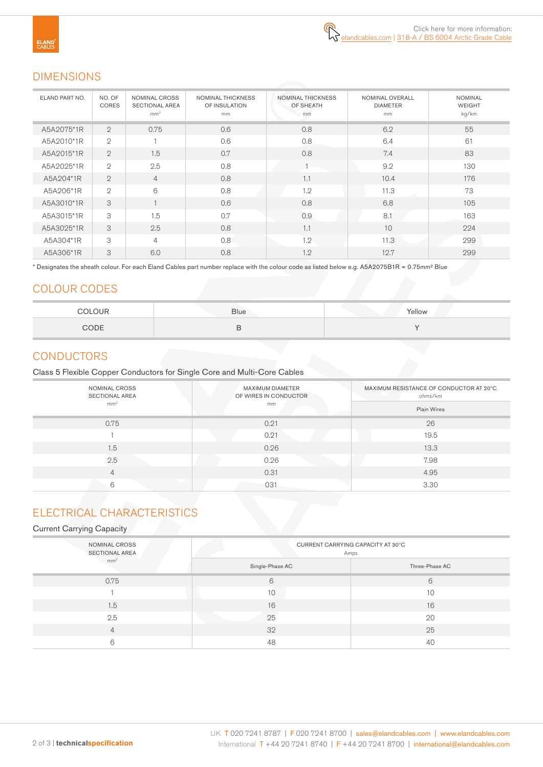Click here for more information:
elandcables.com | 318-A / BS 6004 Arctic Grade Cable

## DIMENSIONS

| ELAND PART NO. | NO. OF CORES | NOMINAL CROSS SECTIONAL AREA mm² | NOMINAL THICKNESS OF INSULATION mm | NOMINAL THICKNESS OF SHEATH mm | NOMINAL OVERALL DIAMETER mm | NOMINAL WEIGHT kg/km |
|---|---|---|---|---|---|---|
| A5A2075*1R | 2 | 0.75 | 0.6 | 0.8 | 6.2 | 55 |
| A5A2010*1R | 2 | 1 | 0.6 | 0.8 | 6.4 | 61 |
| A5A2015*1R | 2 | 1.5 | 0.7 | 0.8 | 7.4 | 83 |
| A5A2025*1R | 2 | 2.5 | 0.8 | 1 | 9.2 | 130 |
| A5A204*1R | 2 | 4 | 0.8 | 1.1 | 10.4 | 176 |
| A5A206*1R | 2 | 6 | 0.8 | 1.2 | 11.3 | 73 |
| A5A3010*1R | 3 | 1 | 0.6 | 0.8 | 6.8 | 105 |
| A5A3015*1R | 3 | 1.5 | 0.7 | 0.9 | 8.1 | 163 |
| A5A3025*1R | 3 | 2.5 | 0.8 | 1.1 | 10 | 224 |
| A5A304*1R | 3 | 4 | 0.8 | 1.2 | 11.3 | 299 |
| A5A306*1R | 3 | 6.0 | 0.8 | 1.2 | 12.7 | 299 |

* Designates the sheath colour. For each Eland Cables part number replace with the colour code as listed below e.g. A5A2075B1R = 0.75mm² Blue

## COLOUR CODES

| COLOUR | Blue | Yellow |
|---|---|---|
| CODE | B | Y |

## CONDUCTORS

Class 5 Flexible Copper Conductors for Single Core and Multi-Core Cables

| NOMINAL CROSS SECTIONAL AREA mm² | MAXIMUM DIAMETER OF WIRES IN CONDUCTOR mm | MAXIMUM RESISTANCE OF CONDUCTOR AT 20°C ohms/km |
|---|---|---|
| | | Plain Wires |
| 0.75 | 0.21 | 26 |
| 1 | 0.21 | 19.5 |
| 1.5 | 0.26 | 13.3 |
| 2.5 | 0.26 | 7.98 |
| 4 | 0.31 | 4.95 |
| 6 | 031 | 3.30 |

## ELECTRICAL CHARACTERISTICS

Current Carrying Capacity

| NOMINAL CROSS SECTIONAL AREA mm² | CURRENT CARRYING CAPACITY AT 30°C Amps | |
|---|---|---|
| | Single-Phase AC | Three-Phase AC |
| 0.75 | 6 | 6 |
| 1 | 10 | 10 |
| 1.5 | 16 | 16 |
| 2.5 | 25 | 20 |
| 4 | 32 | 25 |
| 6 | 48 | 40 |

UK T 020 7241 8787 | F 020 7241 8700 | sales@elandcables.com | www.elandcables.com
International T +44 20 7241 8740 | F +44 20 7241 8700 | international@elandcables.com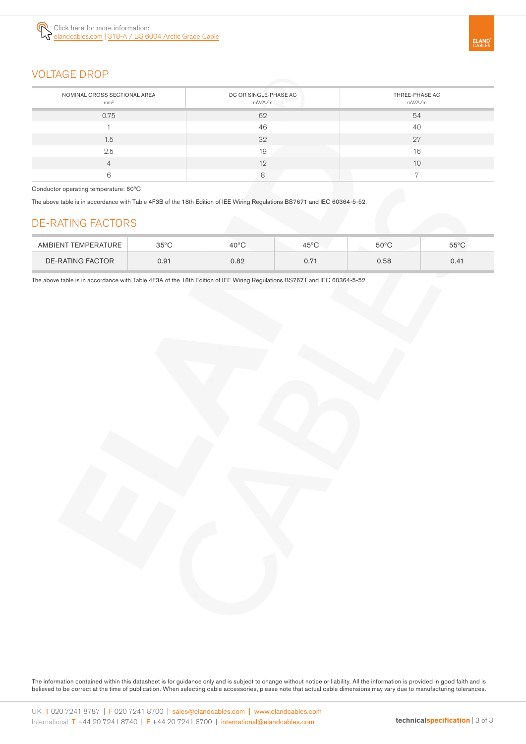Click here for more information:
elandcables.com | 318-A / BS 6004 Arctic Grade Cable

## VOLTAGE DROP

| NOMINAL CROSS SECTIONAL AREA mm² | DC OR SINGLE-PHASE AC mV/A/m | THREE-PHASE AC mV/A/m |
|---|---|---|
| 0.75 | 62 | 54 |
| 1 | 46 | 40 |
| 1.5 | 32 | 27 |
| 2.5 | 19 | 16 |
| 4 | 12 | 10 |
| 6 | 8 | 7 |

Conductor operating temperature: 60°C

The above table is in accordance with Table 4F3B of the 18th Edition of IEE Wiring Regulations BS7671 and IEC 60364-5-52.

## DE-RATING FACTORS

| AMBIENT TEMPERATURE | 35°C | 40°C | 45°C | 50°C | 55°C |
|---|---|---|---|---|---|
| DE-RATING FACTOR | 0.91 | 0.82 | 0.71 | 0.58 | 0.41 |

The above table is in accordance with Table 4F3A of the 18th Edition of IEE Wiring Regulations BS7671 and IEC 60364-5-52.

The information contained within this datasheet is for guidance only and is subject to change without notice or liability. All the information is provided in good faith and is believed to be correct at the time of publication. When selecting cable accessories, please note that actual cable dimensions may vary due to manufacturing tolerances.

UK T 020 7241 8787 | F 020 7241 8700 | sales@elandcables.com | www.elandcables.com
International T +44 20 7241 8740 | F +44 20 7241 8700 | international@elandcables.com